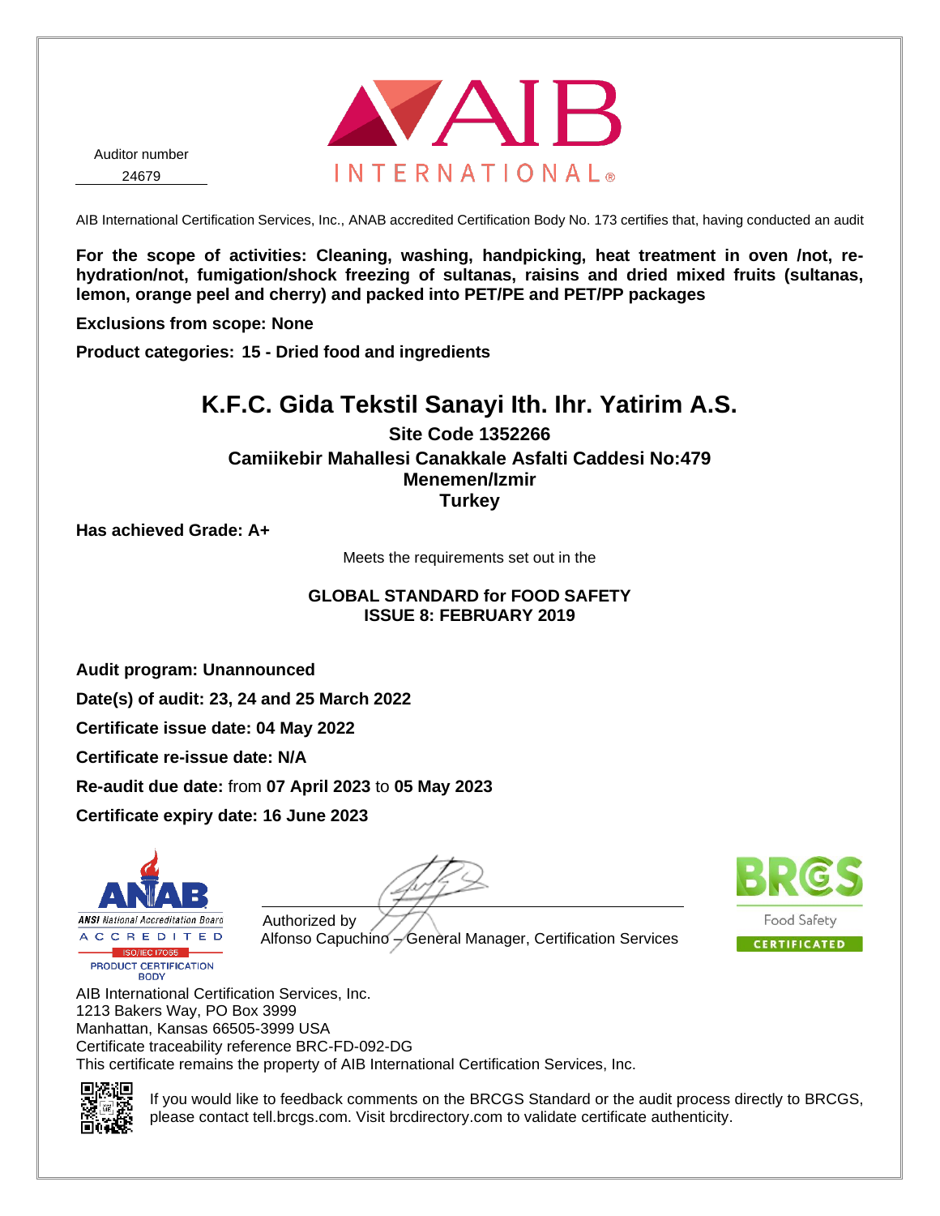Auditor number
24679

AIB INTERNATIONAL

AIB International Certification Services, Inc., ANAB accredited Certification Body No. 173 certifies that, having conducted an audit

**For the scope of activities: Cleaning, washing, handpicking, heat treatment in oven /not, re-hydration/not, fumigation/shock freezing of sultanas, raisins and dried mixed fruits (sultanas, lemon, orange peel and cherry) and packed into PET/PE and PET/PP packages**

**Exclusions from scope: None**

**Product categories: 15 - Dried food and ingredients**

# K.F.C. Gida Tekstil Sanayi Ith. Ihr. Yatirim A.S.

**Site Code 1352266**
**Camiikebir Mahallesi Canakkale Asfalti Caddesi No:479**
**Menemen/Izmir**
**Turkey**

**Has achieved Grade: A+**

Meets the requirements set out in the

**GLOBAL STANDARD for FOOD SAFETY**
**ISSUE 8: FEBRUARY 2019**

**Audit program: Unannounced**

**Date(s) of audit: 23, 24 and 25 March 2022**

**Certificate issue date: 04 May 2022**

**Certificate re-issue date: N/A**

**Re-audit due date:** from **07 April 2023** to **05 May 2023**

**Certificate expiry date: 16 June 2023**

ANAB — ANSI National Accreditation Board — ACCREDITED — ISO/IEC 17065 — PRODUCT CERTIFICATION BODY

Authorized by
Alfonso Capuchino – General Manager, Certification Services

BRCGS Food Safety CERTIFICATED

AIB International Certification Services, Inc.
1213 Bakers Way, PO Box 3999
Manhattan, Kansas 66505-3999 USA
Certificate traceability reference BRC-FD-092-DG
This certificate remains the property of AIB International Certification Services, Inc.

If you would like to feedback comments on the BRCGS Standard or the audit process directly to BRCGS, please contact tell.brcgs.com. Visit brcdirectory.com to validate certificate authenticity.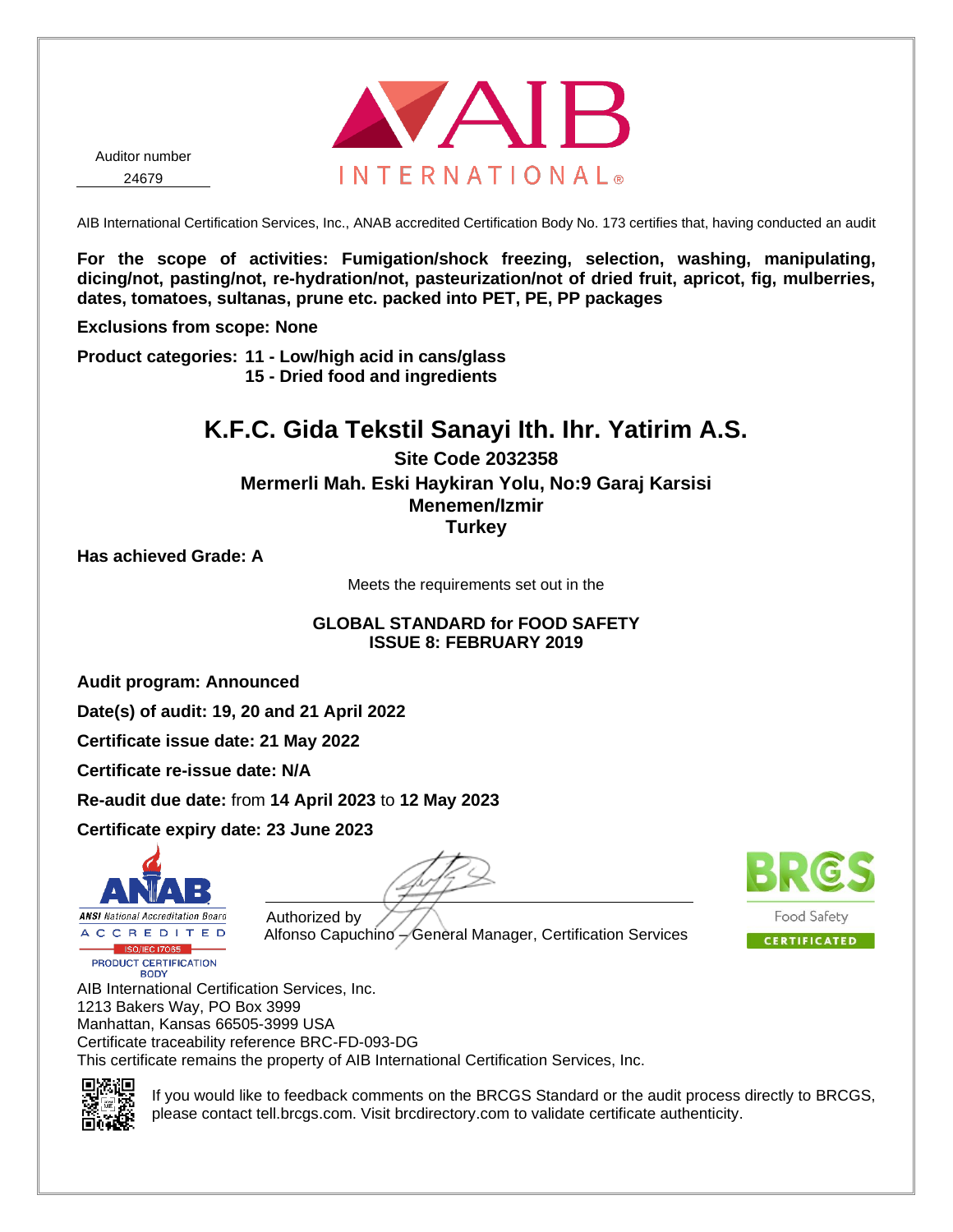Auditor number

24679

AIB INTERNATIONAL

AIB International Certification Services, Inc., ANAB accredited Certification Body No. 173 certifies that, having conducted an audit

**For the scope of activities: Fumigation/shock freezing, selection, washing, manipulating, dicing/not, pasting/not, re-hydration/not, pasteurization/not of dried fruit, apricot, fig, mulberries, dates, tomatoes, sultanas, prune etc. packed into PET, PE, PP packages**

**Exclusions from scope: None**

**Product categories: 11 - Low/high acid in cans/glass**
**15 - Dried food and ingredients**

# K.F.C. Gida Tekstil Sanayi Ith. Ihr. Yatirim A.S.

**Site Code 2032358**

**Mermerli Mah. Eski Haykiran Yolu, No:9 Garaj Karsisi**
**Menemen/Izmir**
**Turkey**

**Has achieved Grade: A**

Meets the requirements set out in the

**GLOBAL STANDARD for FOOD SAFETY**
**ISSUE 8: FEBRUARY 2019**

**Audit program: Announced**

**Date(s) of audit: 19, 20 and 21 April 2022**

**Certificate issue date: 21 May 2022**

**Certificate re-issue date: N/A**

**Re-audit due date:** from **14 April 2023** to **12 May 2023**

**Certificate expiry date: 23 June 2023**

ANAB ANSI National Accreditation Board ACCREDITED ISO/IEC 17065 PRODUCT CERTIFICATION BODY

Authorized by
Alfonso Capuchino – General Manager, Certification Services

BRCGS Food Safety CERTIFICATED

AIB International Certification Services, Inc.
1213 Bakers Way, PO Box 3999
Manhattan, Kansas 66505-3999 USA
Certificate traceability reference BRC-FD-093-DG
This certificate remains the property of AIB International Certification Services, Inc.

If you would like to feedback comments on the BRCGS Standard or the audit process directly to BRCGS, please contact tell.brcgs.com. Visit brcdirectory.com to validate certificate authenticity.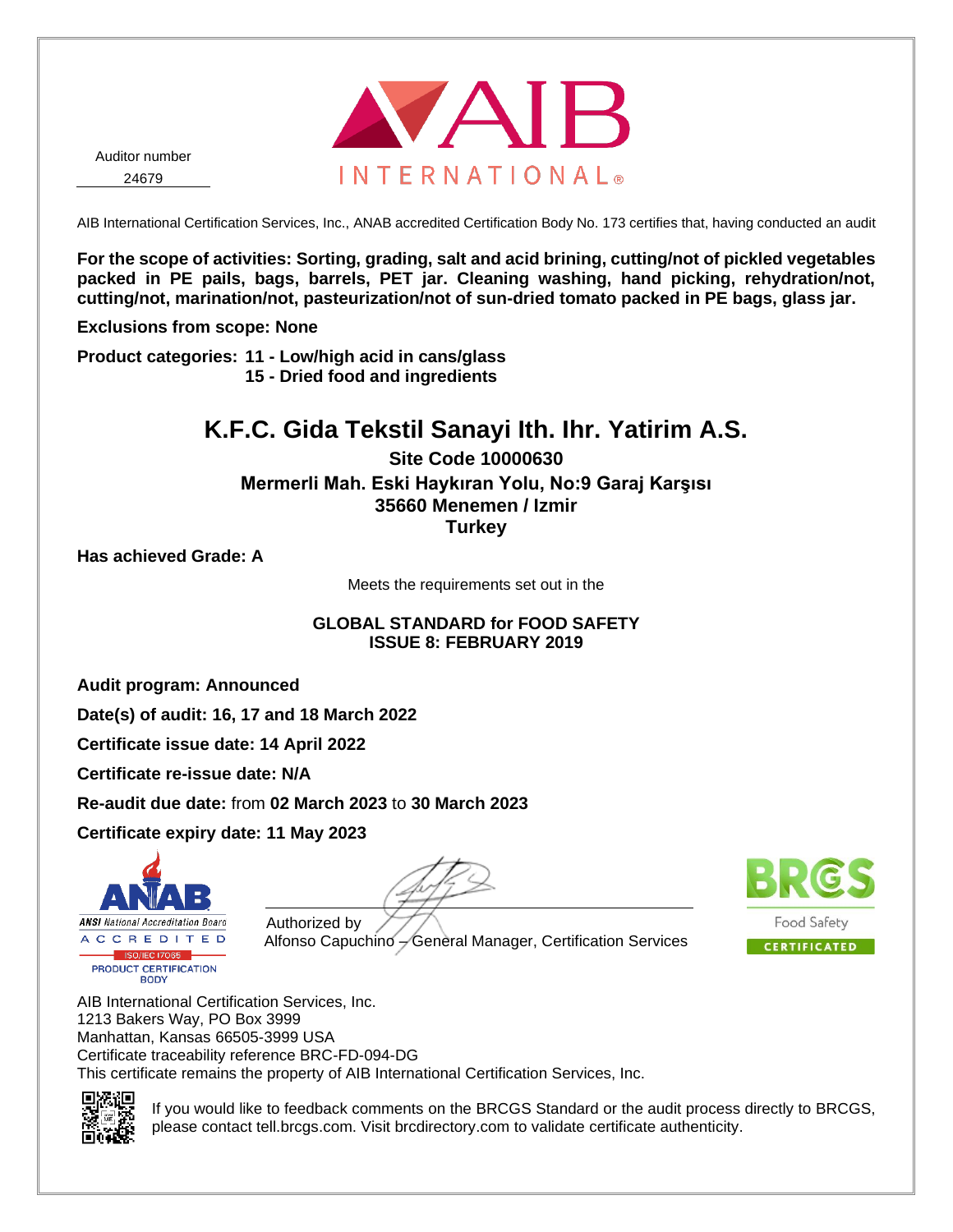Auditor number

24679

AIB INTERNATIONAL®

AIB International Certification Services, Inc., ANAB accredited Certification Body No. 173 certifies that, having conducted an audit

**For the scope of activities: Sorting, grading, salt and acid brining, cutting/not of pickled vegetables packed in PE pails, bags, barrels, PET jar. Cleaning washing, hand picking, rehydration/not, cutting/not, marination/not, pasteurization/not of sun-dried tomato packed in PE bags, glass jar.**

**Exclusions from scope: None**

**Product categories: 11 - Low/high acid in cans/glass**
**15 - Dried food and ingredients**

# K.F.C. Gida Tekstil Sanayi Ith. Ihr. Yatirim A.S.

**Site Code 10000630**
**Mermerli Mah. Eski Haykıran Yolu, No:9 Garaj Karşısı**
**35660 Menemen / Izmir**
**Turkey**

**Has achieved Grade: A**

Meets the requirements set out in the

**GLOBAL STANDARD for FOOD SAFETY**
**ISSUE 8: FEBRUARY 2019**

**Audit program: Announced**

**Date(s) of audit: 16, 17 and 18 March 2022**

**Certificate issue date: 14 April 2022**

**Certificate re-issue date: N/A**

**Re-audit due date:** from **02 March 2023** to **30 March 2023**

**Certificate expiry date: 11 May 2023**

ANAB ANSI National Accreditation Board ACCREDITED ISO/IEC 17065 PRODUCT CERTIFICATION BODY

Authorized by
Alfonso Capuchino – General Manager, Certification Services

BRCGS Food Safety CERTIFICATED

AIB International Certification Services, Inc.
1213 Bakers Way, PO Box 3999
Manhattan, Kansas 66505-3999 USA
Certificate traceability reference BRC-FD-094-DG
This certificate remains the property of AIB International Certification Services, Inc.

If you would like to feedback comments on the BRCGS Standard or the audit process directly to BRCGS, please contact tell.brcgs.com. Visit brcdirectory.com to validate certificate authenticity.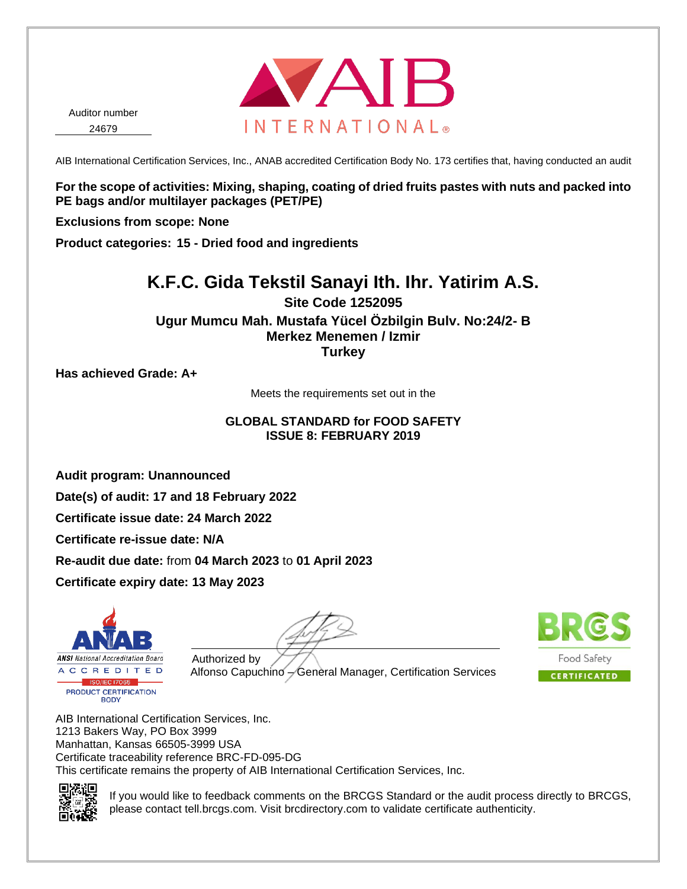Auditor number

24679

AIB INTERNATIONAL®

AIB International Certification Services, Inc., ANAB accredited Certification Body No. 173 certifies that, having conducted an audit

**For the scope of activities: Mixing, shaping, coating of dried fruits pastes with nuts and packed into PE bags and/or multilayer packages (PET/PE)**

**Exclusions from scope: None**

**Product categories: 15 - Dried food and ingredients**

# K.F.C. Gida Tekstil Sanayi Ith. Ihr. Yatirim A.S.

**Site Code 1252095**

**Ugur Mumcu Mah. Mustafa Yücel Özbilgin Bulv. No:24/2- B**
**Merkez Menemen / Izmir**
**Turkey**

**Has achieved Grade: A+**

Meets the requirements set out in the

**GLOBAL STANDARD for FOOD SAFETY**
**ISSUE 8: FEBRUARY 2019**

**Audit program: Unannounced**

**Date(s) of audit: 17 and 18 February 2022**

**Certificate issue date: 24 March 2022**

**Certificate re-issue date: N/A**

**Re-audit due date:** from **04 March 2023** to **01 April 2023**

**Certificate expiry date: 13 May 2023**

ANAB ANSI National Accreditation Board ACCREDITED ISO/IEC 17065 PRODUCT CERTIFICATION BODY

Authorized by
Alfonso Capuchino – General Manager, Certification Services

BRCGS Food Safety CERTIFICATED

AIB International Certification Services, Inc.
1213 Bakers Way, PO Box 3999
Manhattan, Kansas 66505-3999 USA
Certificate traceability reference BRC-FD-095-DG
This certificate remains the property of AIB International Certification Services, Inc.

If you would like to feedback comments on the BRCGS Standard or the audit process directly to BRCGS, please contact tell.brcgs.com. Visit brcdirectory.com to validate certificate authenticity.